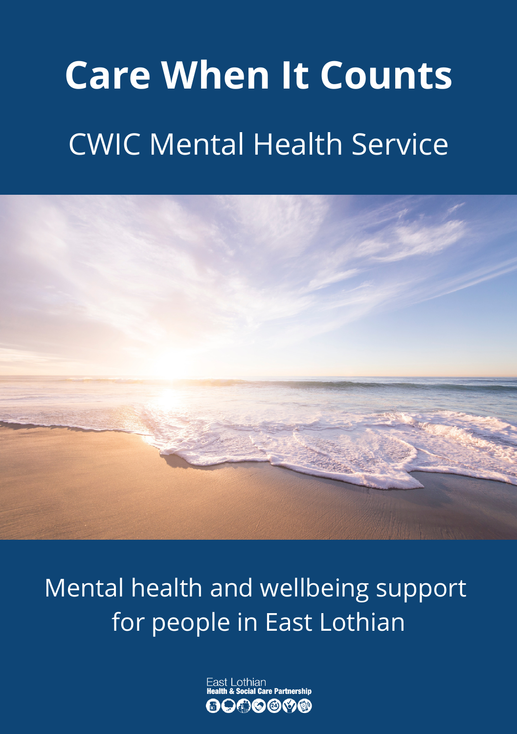# Care When It Counts

## CWIC Mental Health Service

Mental health and wellbeing support for people in East Lothian

East Lothian
Health & Social Care Partnership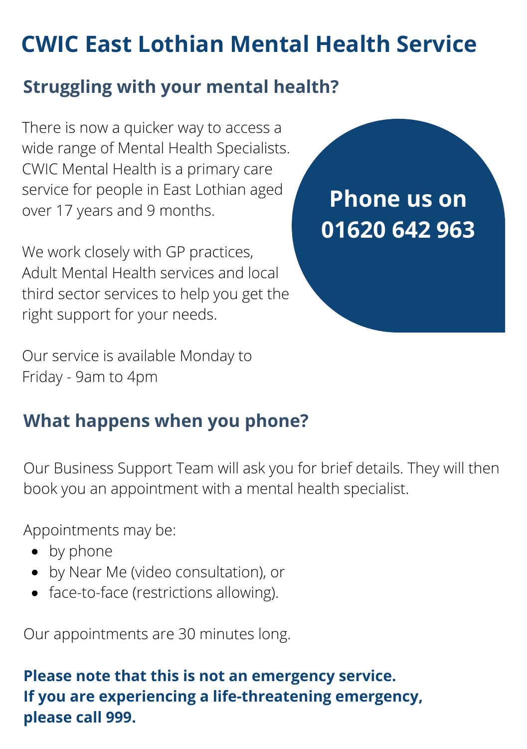# CWIC East Lothian Mental Health Service

## Struggling with your mental health?

There is now a quicker way to access a wide range of Mental Health Specialists. CWIC Mental Health is a primary care service for people in East Lothian aged over 17 years and 9 months.

**Phone us on 01620 642 963**

We work closely with GP practices, Adult Mental Health services and local third sector services to help you get the right support for your needs.

Our service is available Monday to Friday - 9am to 4pm

## What happens when you phone?

Our Business Support Team will ask you for brief details. They will then book you an appointment with a mental health specialist.

Appointments may be:

- by phone
- by Near Me (video consultation), or
- face-to-face (restrictions allowing).

Our appointments are 30 minutes long.

**Please note that this is not an emergency service.**
**If you are experiencing a life-threatening emergency, please call 999.**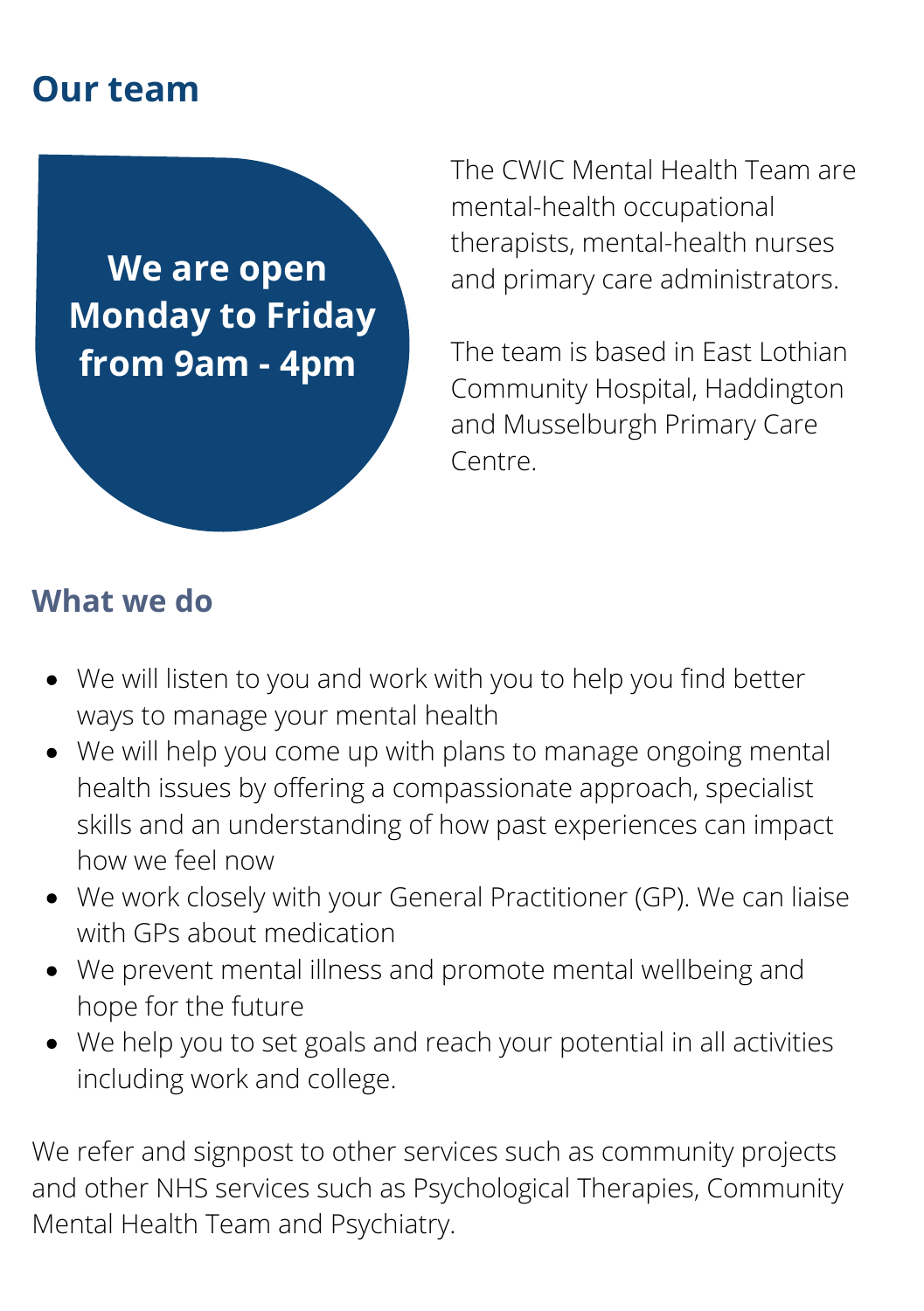## Our team

**We are open Monday to Friday from 9am - 4pm**

The CWIC Mental Health Team are mental-health occupational therapists, mental-health nurses and primary care administrators.

The team is based in East Lothian Community Hospital, Haddington and Musselburgh Primary Care Centre.

### What we do

- We will listen to you and work with you to help you find better ways to manage your mental health
- We will help you come up with plans to manage ongoing mental health issues by offering a compassionate approach, specialist skills and an understanding of how past experiences can impact how we feel now
- We work closely with your General Practitioner (GP). We can liaise with GPs about medication
- We prevent mental illness and promote mental wellbeing and hope for the future
- We help you to set goals and reach your potential in all activities including work and college.

We refer and signpost to other services such as community projects and other NHS services such as Psychological Therapies, Community Mental Health Team and Psychiatry.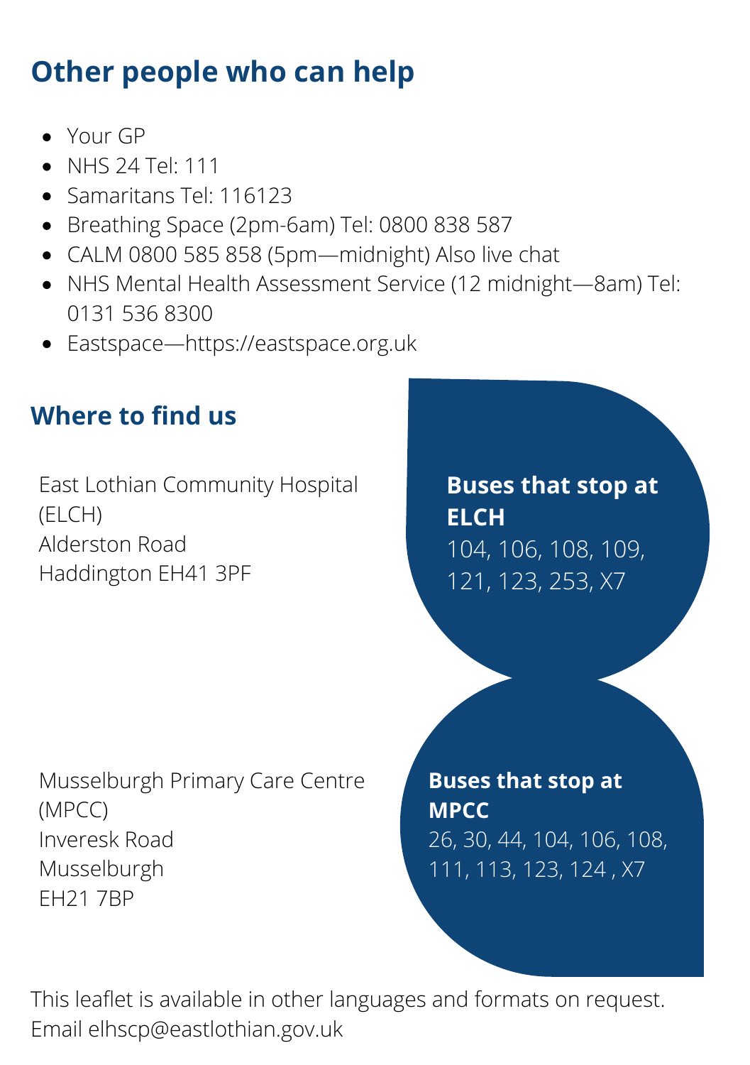## Other people who can help

- Your GP
- NHS 24 Tel: 111
- Samaritans Tel: 116123
- Breathing Space (2pm-6am) Tel: 0800 838 587
- CALM 0800 585 858 (5pm—midnight) Also live chat
- NHS Mental Health Assessment Service (12 midnight—8am) Tel: 0131 536 8300
- Eastspace—https://eastspace.org.uk

## Where to find us

East Lothian Community Hospital (ELCH)
Alderston Road
Haddington EH41 3PF

**Buses that stop at ELCH**
104, 106, 108, 109, 121, 123, 253, X7

Musselburgh Primary Care Centre (MPCC)
Inveresk Road
Musselburgh
EH21 7BP

**Buses that stop at MPCC**
26, 30, 44, 104, 106, 108, 111, 113, 123, 124 , X7

This leaflet is available in other languages and formats on request. Email elhscp@eastlothian.gov.uk